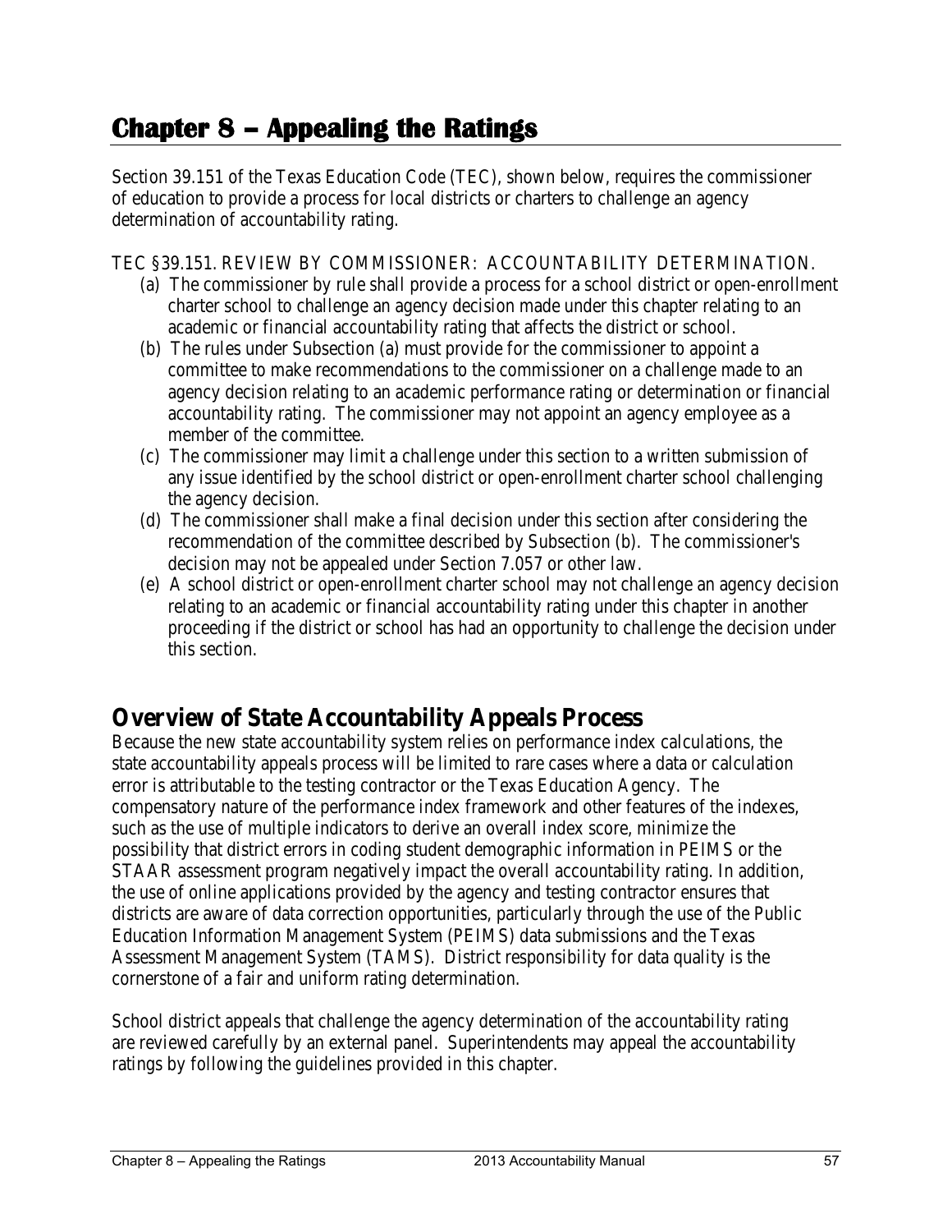# Chapter 8 – Appealing the Ratings

Section 39.151 of the Texas Education Code (TEC), shown below, requires the commissioner of education to provide a process for local districts or charters to challenge an agency determination of accountability rating.

TEC §39.151. REVIEW BY COMMISSIONER: ACCOUNTABILITY DETERMINATION.

(a) The commissioner by rule shall provide a process for a school district or open-enrollment charter school to challenge an agency decision made under this chapter relating to an academic or financial accountability rating that affects the district or school.

(b) The rules under Subsection (a) must provide for the commissioner to appoint a committee to make recommendations to the commissioner on a challenge made to an agency decision relating to an academic performance rating or determination or financial accountability rating. The commissioner may not appoint an agency employee as a member of the committee.

(c) The commissioner may limit a challenge under this section to a written submission of any issue identified by the school district or open-enrollment charter school challenging the agency decision.

(d) The commissioner shall make a final decision under this section after considering the recommendation of the committee described by Subsection (b). The commissioner's decision may not be appealed under Section 7.057 or other law.

(e) A school district or open-enrollment charter school may not challenge an agency decision relating to an academic or financial accountability rating under this chapter in another proceeding if the district or school has had an opportunity to challenge the decision under this section.

## Overview of State Accountability Appeals Process

Because the new state accountability system relies on performance index calculations, the state accountability appeals process will be limited to rare cases where a data or calculation error is attributable to the testing contractor or the Texas Education Agency. The compensatory nature of the performance index framework and other features of the indexes, such as the use of multiple indicators to derive an overall index score, minimize the possibility that district errors in coding student demographic information in PEIMS or the STAAR assessment program negatively impact the overall accountability rating. In addition, the use of online applications provided by the agency and testing contractor ensures that districts are aware of data correction opportunities, particularly through the use of the Public Education Information Management System (PEIMS) data submissions and the Texas Assessment Management System (TAMS). District responsibility for data quality is the cornerstone of a fair and uniform rating determination.

School district appeals that challenge the agency determination of the accountability rating are reviewed carefully by an external panel. Superintendents may appeal the accountability ratings by following the guidelines provided in this chapter.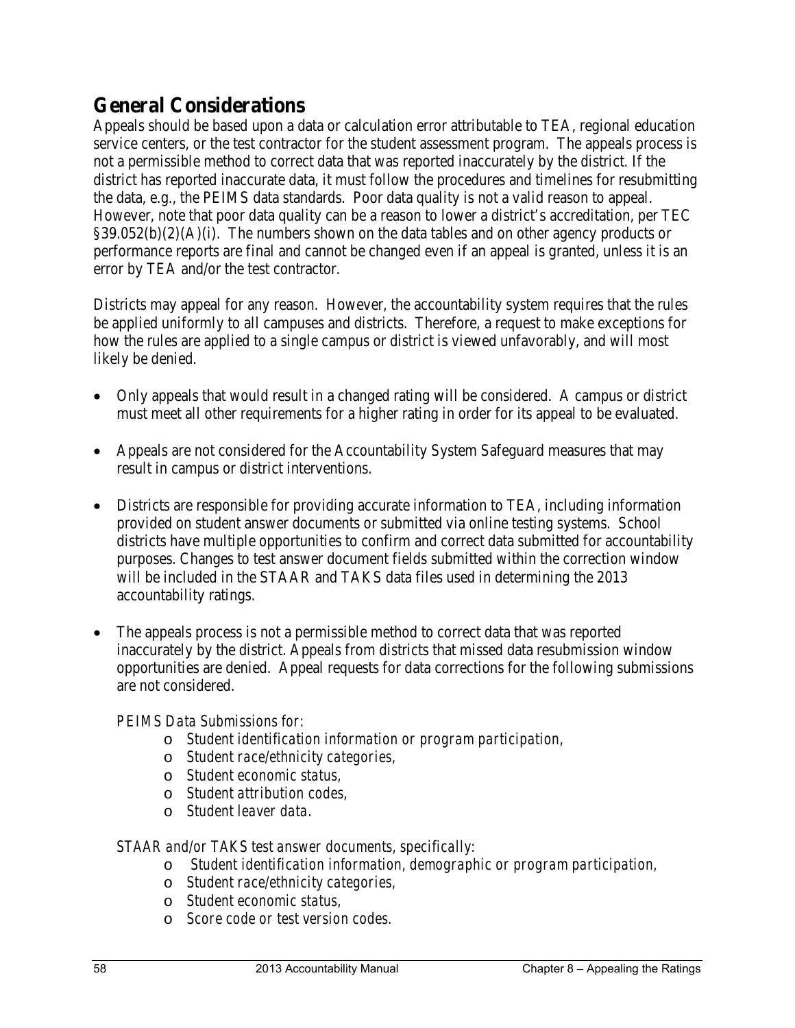## General Considerations

Appeals should be based upon a data or calculation error attributable to TEA, regional education service centers, or the test contractor for the student assessment program. The appeals process is not a permissible method to correct data that was reported inaccurately by the district. If the district has reported inaccurate data, it must follow the procedures and timelines for resubmitting the data, e.g., the PEIMS data standards. Poor data quality is not a valid reason to appeal. However, note that poor data quality can be a reason to lower a district's accreditation, per TEC §39.052(b)(2)(A)(i). The numbers shown on the data tables and on other agency products or performance reports are final and cannot be changed even if an appeal is granted, unless it is an error by TEA and/or the test contractor.

Districts may appeal for any reason. However, the accountability system requires that the rules be applied uniformly to all campuses and districts. Therefore, a request to make exceptions for how the rules are applied to a single campus or district is viewed unfavorably, and will most likely be denied.

- Only appeals that would result in a changed rating will be considered. A campus or district must meet all other requirements for a higher rating in order for its appeal to be evaluated.
- Appeals are not considered for the Accountability System Safeguard measures that may result in campus or district interventions.
- Districts are responsible for providing accurate information to TEA, including information provided on student answer documents or submitted via online testing systems. School districts have multiple opportunities to confirm and correct data submitted for accountability purposes. Changes to test answer document fields submitted within the correction window will be included in the STAAR and TAKS data files used in determining the 2013 accountability ratings.
- The appeals process is not a permissible method to correct data that was reported inaccurately by the district. Appeals from districts that missed data resubmission window opportunities are denied. Appeal requests for data corrections for the following submissions are not considered.

  *PEIMS Data Submissions for:*
  - *Student identification information or program participation,*
  - *Student race/ethnicity categories,*
  - *Student economic status,*
  - *Student attribution codes,*
  - *Student leaver data.*

  *STAAR and/or TAKS test answer documents, specifically:*
  - *Student identification information, demographic or program participation,*
  - *Student race/ethnicity categories,*
  - *Student economic status,*
  - *Score code or test version codes.*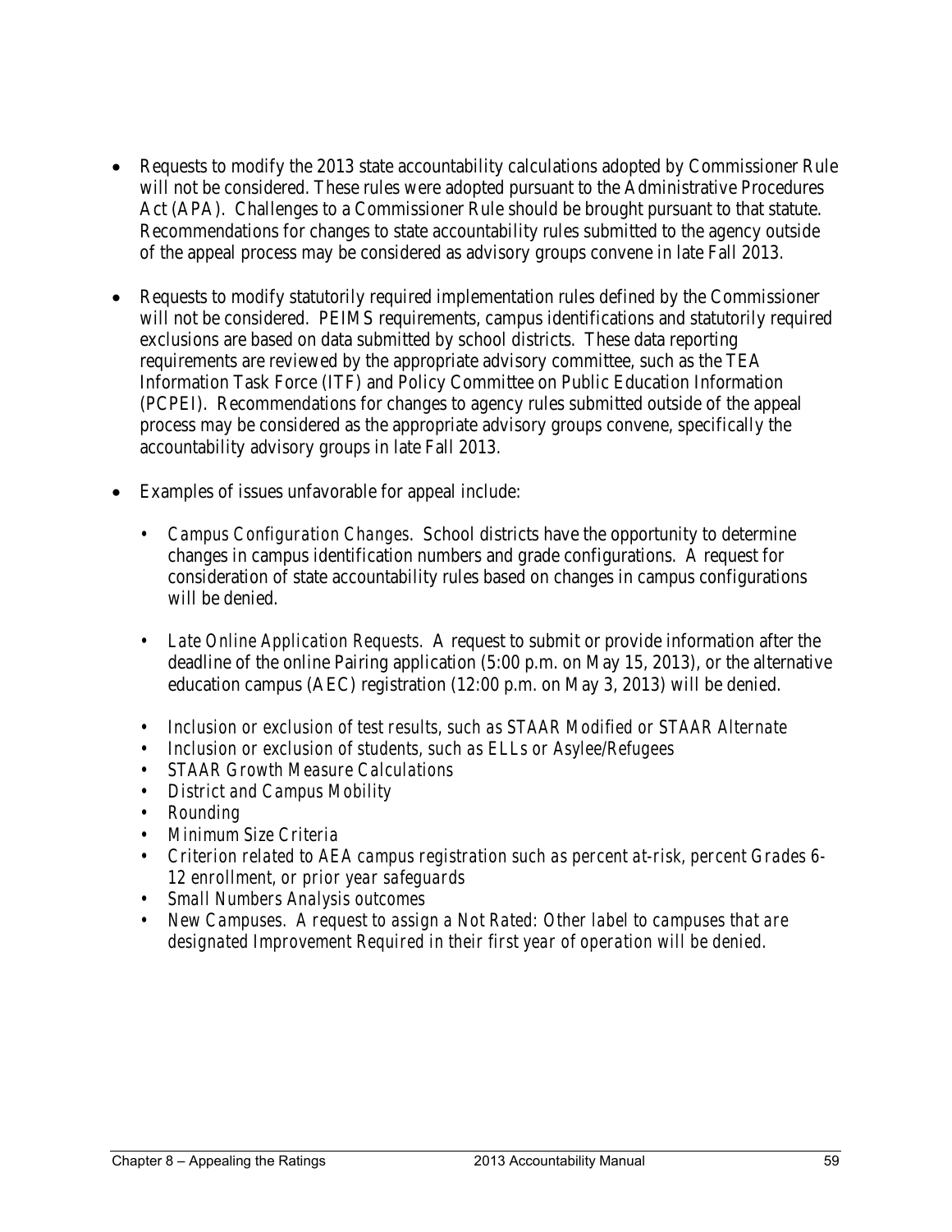- Requests to modify the 2013 state accountability calculations adopted by Commissioner Rule will not be considered. These rules were adopted pursuant to the Administrative Procedures Act (APA). Challenges to a Commissioner Rule should be brought pursuant to that statute. Recommendations for changes to state accountability rules submitted to the agency outside of the appeal process may be considered as advisory groups convene in late Fall 2013.

- Requests to modify statutorily required implementation rules defined by the Commissioner will not be considered. PEIMS requirements, campus identifications and statutorily required exclusions are based on data submitted by school districts. These data reporting requirements are reviewed by the appropriate advisory committee, such as the TEA Information Task Force (ITF) and Policy Committee on Public Education Information (PCPEI). Recommendations for changes to agency rules submitted outside of the appeal process may be considered as the appropriate advisory groups convene, specifically the accountability advisory groups in late Fall 2013.

- Examples of issues unfavorable for appeal include:

  - *Campus Configuration Changes*. School districts have the opportunity to determine changes in campus identification numbers and grade configurations. A request for consideration of state accountability rules based on changes in campus configurations will be denied.

  - *Late Online Application Requests*. A request to submit or provide information after the deadline of the online Pairing application (5:00 p.m. on May 15, 2013), or the alternative education campus (AEC) registration (12:00 p.m. on May 3, 2013) will be denied.

  - *Inclusion or exclusion of test results, such as STAAR Modified or STAAR Alternate*
  - *Inclusion or exclusion of students, such as ELLs or Asylee/Refugees*
  - *STAAR Growth Measure Calculations*
  - *District and Campus Mobility*
  - *Rounding*
  - *Minimum Size Criteria*
  - *Criterion related to AEA campus registration such as percent at-risk, percent Grades 6-12 enrollment, or prior year safeguards*
  - *Small Numbers Analysis outcomes*
  - *New Campuses. A request to assign a Not Rated: Other label to campuses that are designated Improvement Required in their first year of operation will be denied.*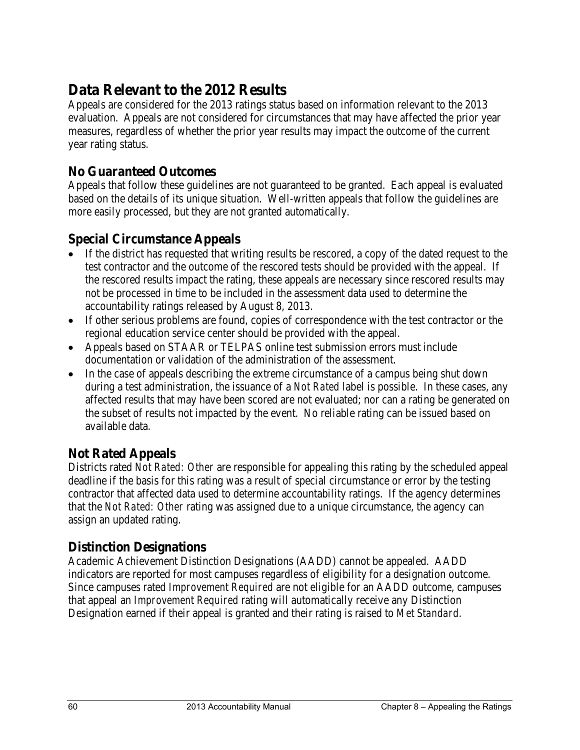## Data Relevant to the 2012 Results

Appeals are considered for the 2013 ratings status based on information relevant to the 2013 evaluation. Appeals are not considered for circumstances that may have affected the prior year measures, regardless of whether the prior year results may impact the outcome of the current year rating status.

### No Guaranteed Outcomes

Appeals that follow these guidelines are not guaranteed to be granted. Each appeal is evaluated based on the details of its unique situation. Well-written appeals that follow the guidelines are more easily processed, but they are not granted automatically.

### Special Circumstance Appeals

- If the district has requested that writing results be rescored, a copy of the dated request to the test contractor and the outcome of the rescored tests should be provided with the appeal. If the rescored results impact the rating, these appeals are necessary since rescored results may not be processed in time to be included in the assessment data used to determine the accountability ratings released by August 8, 2013.
- If other serious problems are found, copies of correspondence with the test contractor or the regional education service center should be provided with the appeal.
- Appeals based on STAAR or TELPAS online test submission errors must include documentation or validation of the administration of the assessment.
- In the case of appeals describing the extreme circumstance of a campus being shut down during a test administration, the issuance of a *Not Rated* label is possible. In these cases, any affected results that may have been scored are not evaluated; nor can a rating be generated on the subset of results not impacted by the event. No reliable rating can be issued based on available data.

### Not Rated Appeals

Districts rated *Not Rated: Other* are responsible for appealing this rating by the scheduled appeal deadline if the basis for this rating was a result of special circumstance or error by the testing contractor that affected data used to determine accountability ratings. If the agency determines that the *Not Rated: Other* rating was assigned due to a unique circumstance, the agency can assign an updated rating.

### Distinction Designations

Academic Achievement Distinction Designations (AADD) cannot be appealed. AADD indicators are reported for most campuses regardless of eligibility for a designation outcome. Since campuses rated *Improvement Required* are not eligible for an AADD outcome, campuses that appeal an *Improvement Required* rating will automatically receive any Distinction Designation earned if their appeal is granted and their rating is raised to *Met Standard*.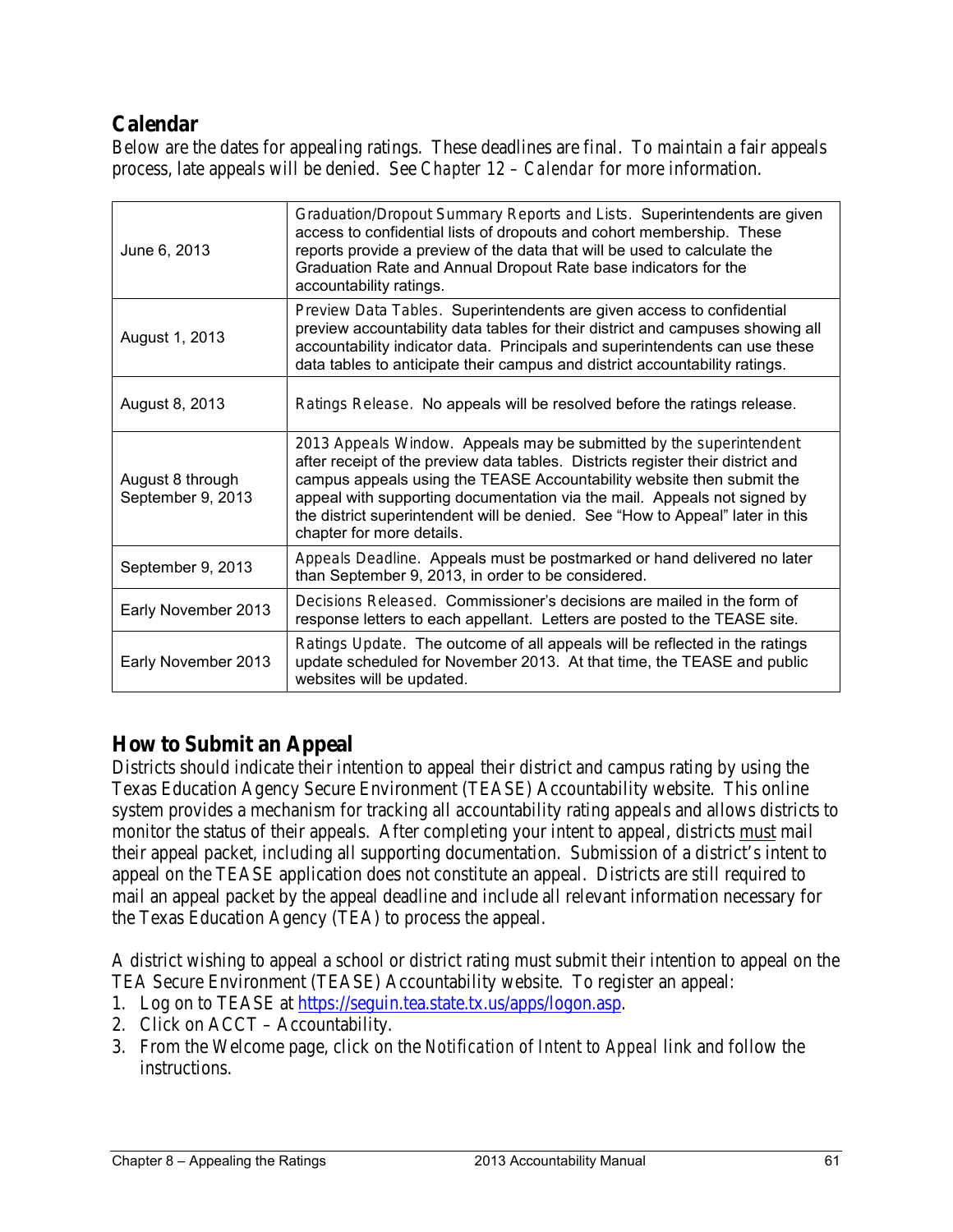## Calendar

Below are the dates for appealing ratings. These deadlines are final. To maintain a fair appeals process, late appeals will be denied. See *Chapter 12 – Calendar* for more information.

| | |
|---|---|
| June 6, 2013 | *Graduation/Dropout Summary Reports and Lists.* Superintendents are given access to confidential lists of dropouts and cohort membership. These reports provide a preview of the data that will be used to calculate the Graduation Rate and Annual Dropout Rate base indicators for the accountability ratings. |
| August 1, 2013 | *Preview Data Tables.* Superintendents are given access to confidential preview accountability data tables for their district and campuses showing all accountability indicator data. Principals and superintendents can use these data tables to anticipate their campus and district accountability ratings. |
| August 8, 2013 | *Ratings Release.* No appeals will be resolved before the ratings release. |
| August 8 through September 9, 2013 | *2013 Appeals Window.* Appeals may be submitted by the superintendent after receipt of the preview data tables. Districts register their district and campus appeals using the TEASE Accountability website then submit the appeal with supporting documentation via the mail. Appeals not signed by the district superintendent will be denied. See "How to Appeal" later in this chapter for more details. |
| September 9, 2013 | *Appeals Deadline.* Appeals must be postmarked or hand delivered no later than September 9, 2013, in order to be considered. |
| Early November 2013 | *Decisions Released.* Commissioner's decisions are mailed in the form of response letters to each appellant. Letters are posted to the TEASE site. |
| Early November 2013 | *Ratings Update.* The outcome of all appeals will be reflected in the ratings update scheduled for November 2013. At that time, the TEASE and public websites will be updated. |

## How to Submit an Appeal

Districts should indicate their intention to appeal their district and campus rating by using the Texas Education Agency Secure Environment (TEASE) Accountability website. This online system provides a mechanism for tracking all accountability rating appeals and allows districts to monitor the status of their appeals. After completing your intent to appeal, districts must mail their appeal packet, including all supporting documentation. Submission of a district's intent to appeal on the TEASE application does not constitute an appeal. Districts are still required to mail an appeal packet by the appeal deadline and include all relevant information necessary for the Texas Education Agency (TEA) to process the appeal.

A district wishing to appeal a school or district rating must submit their intention to appeal on the TEA Secure Environment (TEASE) Accountability website. To register an appeal:

1. Log on to TEASE at https://seguin.tea.state.tx.us/apps/logon.asp.
2. Click on ACCT – Accountability.
3. From the Welcome page, click on the *Notification of Intent to Appeal* link and follow the instructions.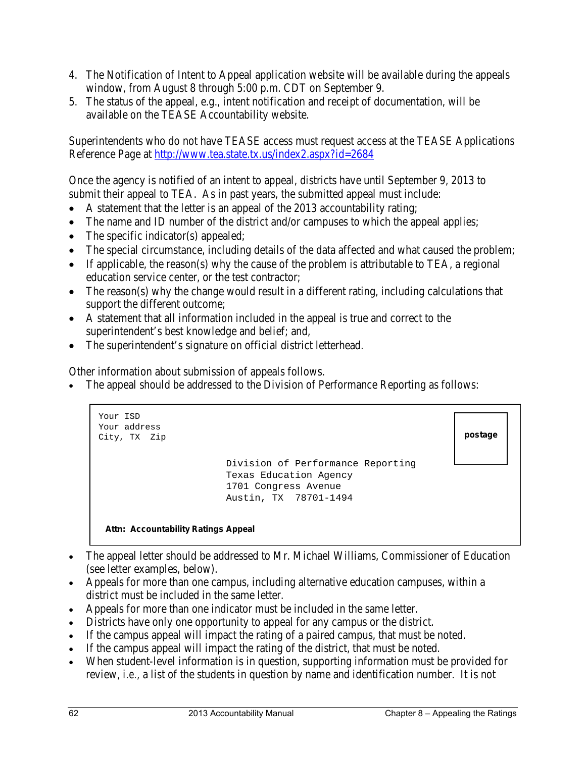4. The Notification of Intent to Appeal application website will be available during the appeals window, from August 8 through 5:00 p.m. CDT on September 9.
5. The status of the appeal, e.g., intent notification and receipt of documentation, will be available on the TEASE Accountability website.

Superintendents who do not have TEASE access must request access at the TEASE Applications Reference Page at http://www.tea.state.tx.us/index2.aspx?id=2684

Once the agency is notified of an intent to appeal, districts have until September 9, 2013 to submit their appeal to TEA. As in past years, the submitted appeal must include:

- A statement that the letter is an appeal of the 2013 accountability rating;
- The name and ID number of the district and/or campuses to which the appeal applies;
- The specific indicator(s) appealed;
- The special circumstance, including details of the data affected and what caused the problem;
- If applicable, the reason(s) why the cause of the problem is attributable to TEA, a regional education service center, or the test contractor;
- The reason(s) why the change would result in a different rating, including calculations that support the different outcome;
- A statement that all information included in the appeal is true and correct to the superintendent's best knowledge and belief; and,
- The superintendent's signature on official district letterhead.

Other information about submission of appeals follows.

- The appeal should be addressed to the Division of Performance Reporting as follows:

```
Your ISD
Your address
City, TX  Zip                                                    postage

                         Division of Performance Reporting
                         Texas Education Agency
                         1701 Congress Avenue
                         Austin, TX  78701-1494

Attn:  Accountability Ratings Appeal
```

- The appeal letter should be addressed to Mr. Michael Williams, Commissioner of Education (see letter examples, below).
- Appeals for more than one campus, including alternative education campuses, within a district must be included in the same letter.
- Appeals for more than one indicator must be included in the same letter.
- Districts have only one opportunity to appeal for any campus or the district.
- If the campus appeal will impact the rating of a paired campus, that must be noted.
- If the campus appeal will impact the rating of the district, that must be noted.
- When student-level information is in question, supporting information must be provided for review, i.e., a list of the students in question by name and identification number. It is not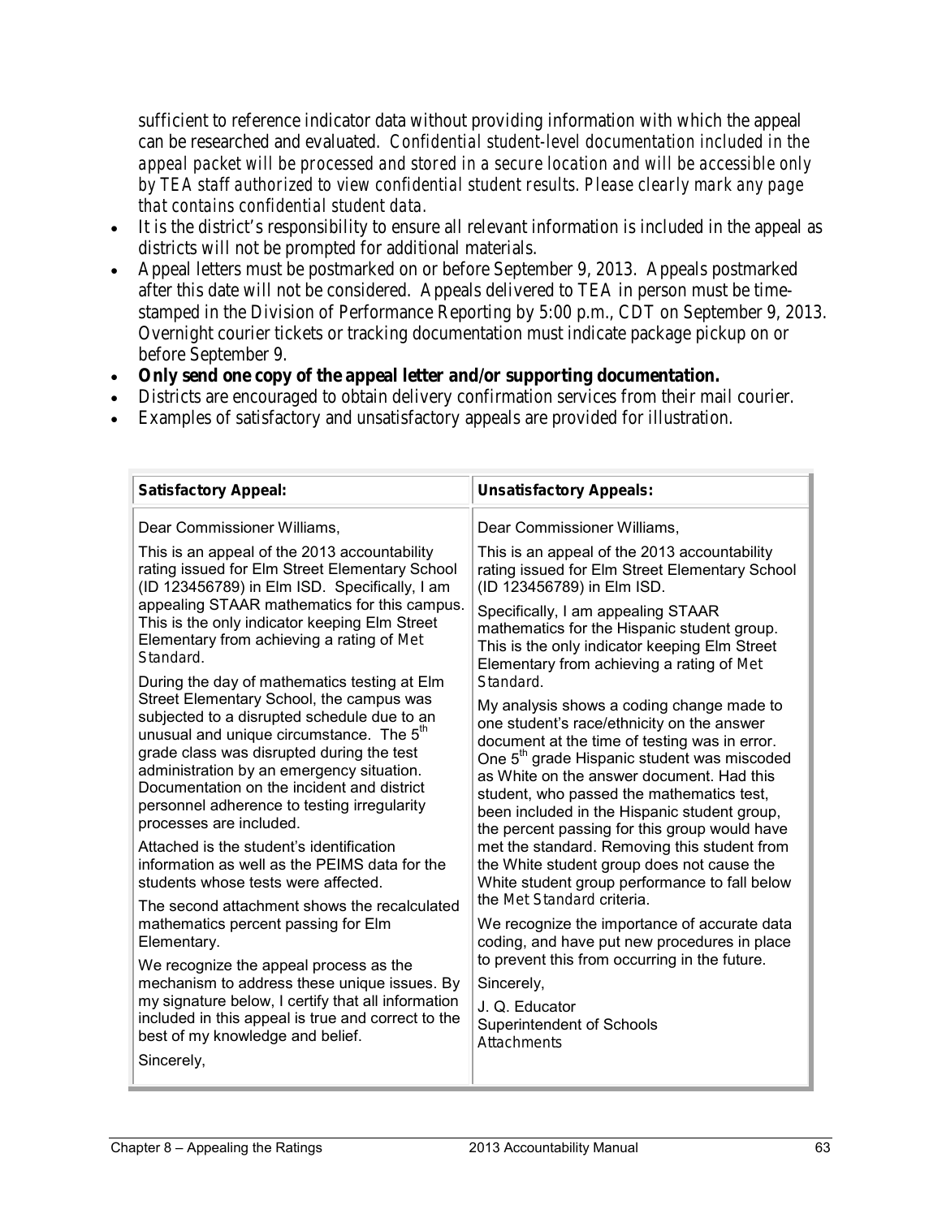sufficient to reference indicator data without providing information with which the appeal can be researched and evaluated. *Confidential student-level documentation included in the appeal packet will be processed and stored in a secure location and will be accessible only by TEA staff authorized to view confidential student results. Please clearly mark any page that contains confidential student data.*

- It is the district's responsibility to ensure all relevant information is included in the appeal as districts will not be prompted for additional materials.
- Appeal letters must be postmarked on or before September 9, 2013. Appeals postmarked after this date will not be considered. Appeals delivered to TEA in person must be time-stamped in the Division of Performance Reporting by 5:00 p.m., CDT on September 9, 2013. Overnight courier tickets or tracking documentation must indicate package pickup on or before September 9.
- **Only send one copy of the appeal letter and/or supporting documentation.**
- Districts are encouraged to obtain delivery confirmation services from their mail courier.
- Examples of satisfactory and unsatisfactory appeals are provided for illustration.

| **Satisfactory Appeal:** | **Unsatisfactory Appeals:** |
|---|---|
| Dear Commissioner Williams,<br><br>This is an appeal of the 2013 accountability rating issued for Elm Street Elementary School (ID 123456789) in Elm ISD. Specifically, I am appealing STAAR mathematics for this campus. This is the only indicator keeping Elm Street Elementary from achieving a rating of *Met Standard*.<br><br>During the day of mathematics testing at Elm Street Elementary School, the campus was subjected to a disrupted schedule due to an unusual and unique circumstance. The 5th grade class was disrupted during the test administration by an emergency situation. Documentation on the incident and district personnel adherence to testing irregularity processes are included.<br><br>Attached is the student's identification information as well as the PEIMS data for the students whose tests were affected.<br><br>The second attachment shows the recalculated mathematics percent passing for Elm Elementary.<br><br>We recognize the appeal process as the mechanism to address these unique issues. By my signature below, I certify that all information included in this appeal is true and correct to the best of my knowledge and belief.<br><br>Sincerely, | Dear Commissioner Williams,<br><br>This is an appeal of the 2013 accountability rating issued for Elm Street Elementary School (ID 123456789) in Elm ISD.<br><br>Specifically, I am appealing STAAR mathematics for the Hispanic student group. This is the only indicator keeping Elm Street Elementary from achieving a rating of *Met Standard*.<br><br>My analysis shows a coding change made to one student's race/ethnicity on the answer document at the time of testing was in error. One 5th grade Hispanic student was miscoded as White on the answer document. Had this student, who passed the mathematics test, been included in the Hispanic student group, the percent passing for this group would have met the standard. Removing this student from the White student group does not cause the White student group performance to fall below the *Met Standard* criteria.<br><br>We recognize the importance of accurate data coding, and have put new procedures in place to prevent this from occurring in the future.<br><br>Sincerely,<br><br>J. Q. Educator<br>Superintendent of Schools<br>*Attachments* |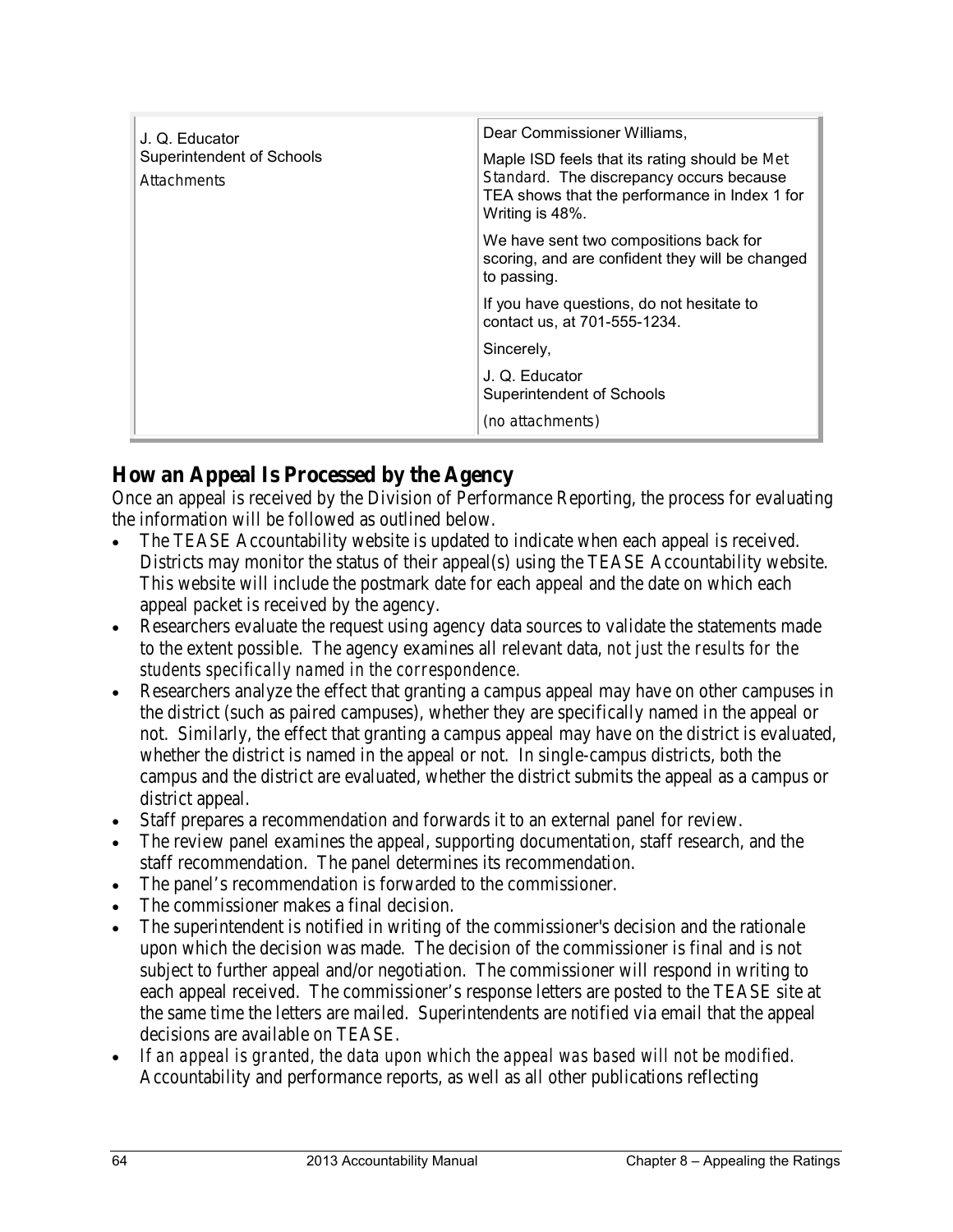| J. Q. Educator<br>Superintendent of Schools<br>*Attachments* | Dear Commissioner Williams,<br><br>Maple ISD feels that its rating should be *Met Standard*. The discrepancy occurs because TEA shows that the performance in Index 1 for Writing is 48%.<br><br>We have sent two compositions back for scoring, and are confident they will be changed to passing.<br><br>If you have questions, do not hesitate to contact us, at 701-555-1234.<br><br>Sincerely,<br><br>J. Q. Educator<br>Superintendent of Schools<br><br>*(no attachments)* |
|---|---|

## How an Appeal Is Processed by the Agency

Once an appeal is received by the Division of Performance Reporting, the process for evaluating the information will be followed as outlined below.

- The TEASE Accountability website is updated to indicate when each appeal is received. Districts may monitor the status of their appeal(s) using the TEASE Accountability website. This website will include the postmark date for each appeal and the date on which each appeal packet is received by the agency.
- Researchers evaluate the request using agency data sources to validate the statements made to the extent possible. The agency examines all relevant data, *not just the results for the students specifically named in the correspondence.*
- Researchers analyze the effect that granting a campus appeal may have on other campuses in the district (such as paired campuses), whether they are specifically named in the appeal or not. Similarly, the effect that granting a campus appeal may have on the district is evaluated, whether the district is named in the appeal or not. In single-campus districts, both the campus and the district are evaluated, whether the district submits the appeal as a campus or district appeal.
- Staff prepares a recommendation and forwards it to an external panel for review.
- The review panel examines the appeal, supporting documentation, staff research, and the staff recommendation. The panel determines its recommendation.
- The panel's recommendation is forwarded to the commissioner.
- The commissioner makes a final decision.
- The superintendent is notified in writing of the commissioner's decision and the rationale upon which the decision was made. The decision of the commissioner is final and is not subject to further appeal and/or negotiation. The commissioner will respond in writing to each appeal received. The commissioner's response letters are posted to the TEASE site at the same time the letters are mailed. Superintendents are notified via email that the appeal decisions are available on TEASE.
- *If an appeal is granted, the data upon which the appeal was based will not be modified.* Accountability and performance reports, as well as all other publications reflecting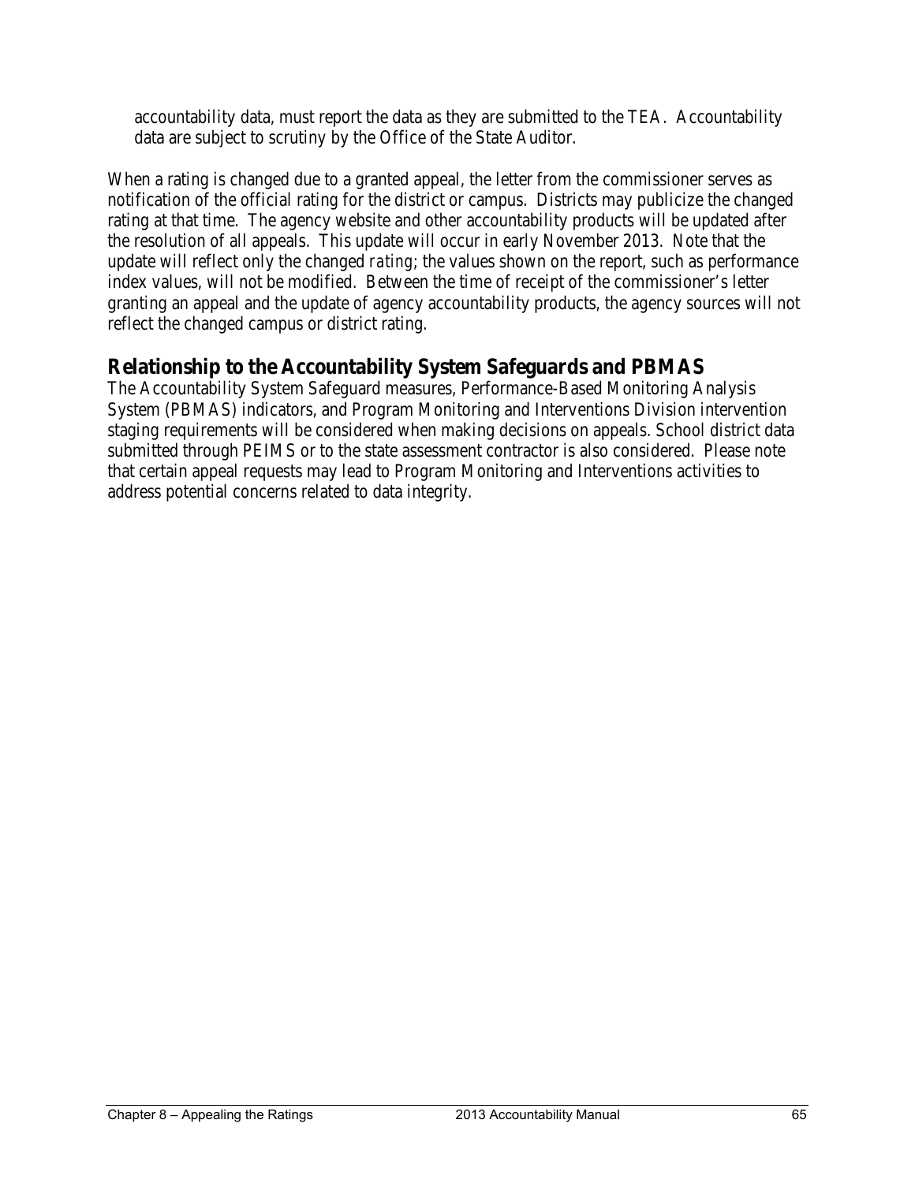accountability data, must report the data as they are submitted to the TEA. Accountability data are subject to scrutiny by the Office of the State Auditor.

When a rating is changed due to a granted appeal, the letter from the commissioner serves as notification of the official rating for the district or campus. Districts may publicize the changed rating at that time. The agency website and other accountability products will be updated after the resolution of all appeals. This update will occur in early November 2013. Note that the update will reflect only the changed *rating*; the values shown on the report, such as performance index values, will not be modified. Between the time of receipt of the commissioner's letter granting an appeal and the update of agency accountability products, the agency sources will not reflect the changed campus or district rating.

## Relationship to the Accountability System Safeguards and PBMAS

The Accountability System Safeguard measures, Performance-Based Monitoring Analysis System (PBMAS) indicators, and Program Monitoring and Interventions Division intervention staging requirements will be considered when making decisions on appeals. School district data submitted through PEIMS or to the state assessment contractor is also considered. Please note that certain appeal requests may lead to Program Monitoring and Interventions activities to address potential concerns related to data integrity.